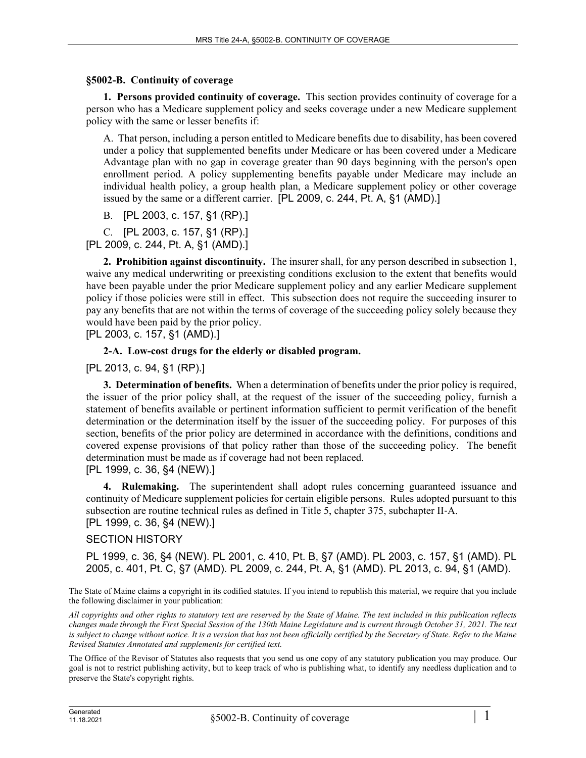## §5002-B. Continuity of coverage

**1. Persons provided continuity of coverage.** This section provides continuity of coverage for a person who has a Medicare supplement policy and seeks coverage under a new Medicare supplement policy with the same or lesser benefits if:

A. That person, including a person entitled to Medicare benefits due to disability, has been covered under a policy that supplemented benefits under Medicare or has been covered under a Medicare Advantage plan with no gap in coverage greater than 90 days beginning with the person's open enrollment period. A policy supplementing benefits payable under Medicare may include an individual health policy, a group health plan, a Medicare supplement policy or other coverage issued by the same or a different carrier. [PL 2009, c. 244, Pt. A, §1 (AMD).]

B. [PL 2003, c. 157, §1 (RP).]

C. [PL 2003, c. 157, §1 (RP).]

[PL 2009, c. 244, Pt. A, §1 (AMD).]

**2. Prohibition against discontinuity.** The insurer shall, for any person described in subsection 1, waive any medical underwriting or preexisting conditions exclusion to the extent that benefits would have been payable under the prior Medicare supplement policy and any earlier Medicare supplement policy if those policies were still in effect. This subsection does not require the succeeding insurer to pay any benefits that are not within the terms of coverage of the succeeding policy solely because they would have been paid by the prior policy.

[PL 2003, c. 157, §1 (AMD).]

**2-A. Low-cost drugs for the elderly or disabled program.**

[PL 2013, c. 94, §1 (RP).]

**3. Determination of benefits.** When a determination of benefits under the prior policy is required, the issuer of the prior policy shall, at the request of the issuer of the succeeding policy, furnish a statement of benefits available or pertinent information sufficient to permit verification of the benefit determination or the determination itself by the issuer of the succeeding policy. For purposes of this section, benefits of the prior policy are determined in accordance with the definitions, conditions and covered expense provisions of that policy rather than those of the succeeding policy. The benefit determination must be made as if coverage had not been replaced.

[PL 1999, c. 36, §4 (NEW).]

**4. Rulemaking.** The superintendent shall adopt rules concerning guaranteed issuance and continuity of Medicare supplement policies for certain eligible persons. Rules adopted pursuant to this subsection are routine technical rules as defined in Title 5, chapter 375, subchapter II-A.

[PL 1999, c. 36, §4 (NEW).]

SECTION HISTORY

PL 1999, c. 36, §4 (NEW). PL 2001, c. 410, Pt. B, §7 (AMD). PL 2003, c. 157, §1 (AMD). PL 2005, c. 401, Pt. C, §7 (AMD). PL 2009, c. 244, Pt. A, §1 (AMD). PL 2013, c. 94, §1 (AMD).

The State of Maine claims a copyright in its codified statutes. If you intend to republish this material, we require that you include the following disclaimer in your publication:

*All copyrights and other rights to statutory text are reserved by the State of Maine. The text included in this publication reflects changes made through the First Special Session of the 130th Maine Legislature and is current through October 31, 2021. The text is subject to change without notice. It is a version that has not been officially certified by the Secretary of State. Refer to the Maine Revised Statutes Annotated and supplements for certified text.*

The Office of the Revisor of Statutes also requests that you send us one copy of any statutory publication you may produce. Our goal is not to restrict publishing activity, but to keep track of who is publishing what, to identify any needless duplication and to preserve the State's copyright rights.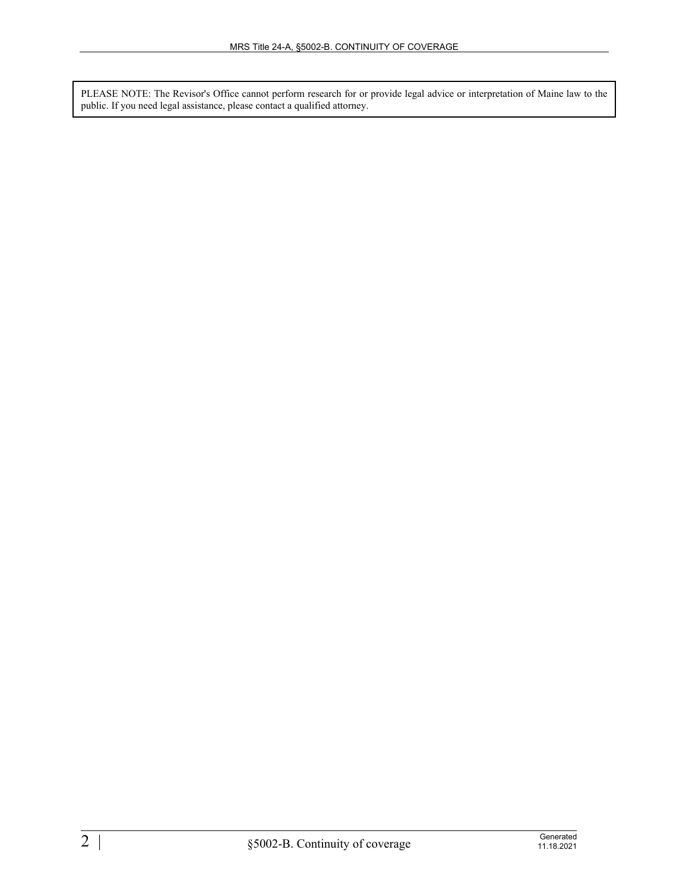PLEASE NOTE: The Revisor's Office cannot perform research for or provide legal advice or interpretation of Maine law to the public. If you need legal assistance, please contact a qualified attorney.